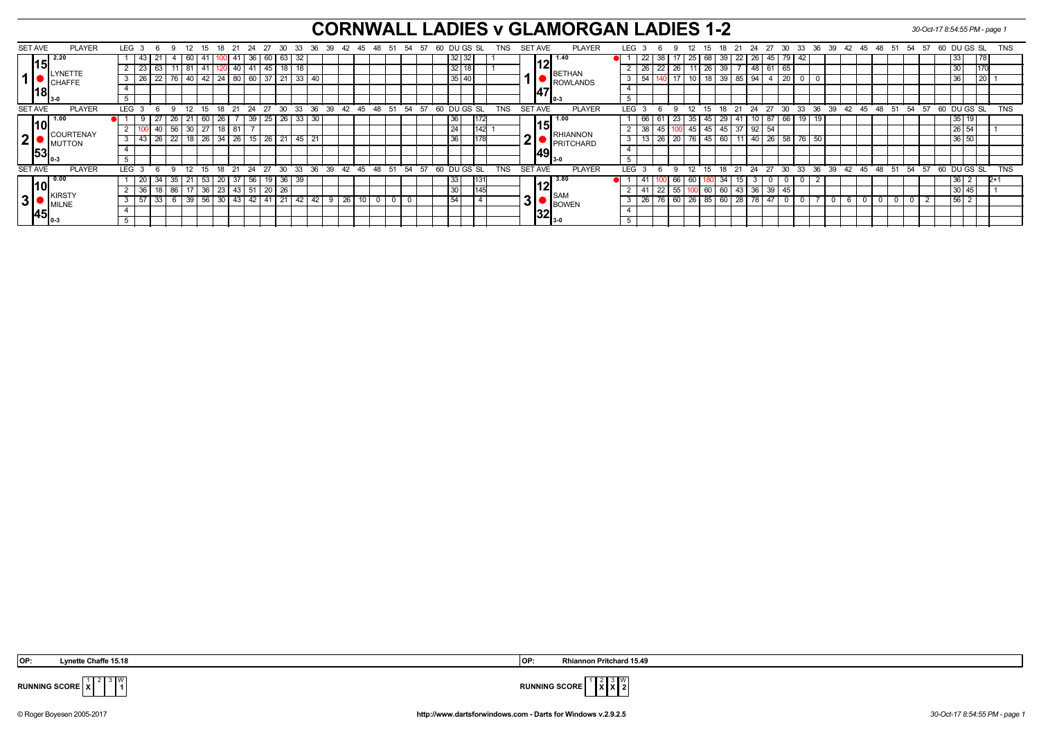# CORNWALL LADIES v GLAMORGAN LADIES 1-2

## Set 1

| SET AVE | PLAYER | LEG | 3 | 6 | 9 | 12 | 15 | 18 | 21 | 24 | 27 | 30 | 33 | 36 | 39 | DU | GS | SL | TNS |
|---|---|---|---|---|---|---|---|---|---|---|---|---|---|---|---|---|---|---|---|
| 15.18 (2.20) | LYNETTE CHAFFE 3-0 | 1 | 43 | 21 | 4 | 60 | 41 | 100 | 41 | 36 | 60 | 63 | 32 | | | 32 | 32 | | 1 |
| | | 2 | 23 | 63 | 11 | 81 | 41 | 120 | 40 | 41 | 45 | 18 | 18 | | | 32 | 18 | | 1 |
| | | 3 | 26 | 22 | 76 | 40 | 42 | 24 | 80 | 60 | 37 | 21 | 33 | 40 | | 35 | 40 | | |

| SET AVE | PLAYER | LEG | 3 | 6 | 9 | 12 | 15 | 18 | 21 | 24 | 27 | 30 | 33 | 36 | DU | GS | SL | TNS |
|---|---|---|---|---|---|---|---|---|---|---|---|---|---|---|---|---|---|---|
| 12.47 (1.40) | BETHAN ROWLANDS 0-3 | 1 | 22 | 38 | 17 | 25 | 68 | 39 | 22 | 26 | 45 | 79 | 42 | | 33 | | 78 | |
| | | 2 | 26 | 22 | 26 | 11 | 26 | 39 | 7 | 48 | 61 | 65 | | | 30 | | 170 | |
| | | 3 | 54 | 140 | 17 | 10 | 18 | 39 | 85 | 94 | 4 | 20 | 0 | 0 | 36 | | 20 | 1 |

## Set 2

| SET AVE | PLAYER | LEG | 3 | 6 | 9 | 12 | 15 | 18 | 21 | 24 | 27 | 30 | 33 | 36 | DU | GS | SL | TNS |
|---|---|---|---|---|---|---|---|---|---|---|---|---|---|---|---|---|---|---|
| 10.53 (1.00) | COURTENAY MUTTON 0-3 | 1 | 9 | 27 | 26 | 21 | 60 | 26 | 7 | 39 | 25 | 26 | 33 | 30 | 36 | | 172 | |
| | | 2 | 100 | 40 | 56 | 30 | 27 | 18 | 81 | 7 | | | | | 24 | | 142 | 1 |
| | | 3 | 43 | 26 | 22 | 18 | 26 | 34 | 26 | 15 | 26 | 21 | 45 | 21 | 36 | | 178 | |

| SET AVE | PLAYER | LEG | 3 | 6 | 9 | 12 | 15 | 18 | 21 | 24 | 27 | 30 | 33 | 36 | DU | GS | SL | TNS |
|---|---|---|---|---|---|---|---|---|---|---|---|---|---|---|---|---|---|---|
| 15.49 (1.00) | RHIANNON PRITCHARD 3-0 | 1 | 66 | 61 | 23 | 35 | 45 | 29 | 41 | 10 | 87 | 66 | 19 | 19 | 35 | 19 | | |
| | | 2 | 38 | 45 | 100 | 45 | 45 | 45 | 37 | 92 | 54 | | | | 26 | 54 | | 1 |
| | | 3 | 13 | 26 | 20 | 76 | 45 | 60 | 11 | 40 | 26 | 58 | 76 | 50 | 36 | 50 | | |

## Set 3

| SET AVE | PLAYER | LEG | 3 | 6 | 9 | 12 | 15 | 18 | 21 | 24 | 27 | 30 | 33 | 36 | 39 | 42 | 45 | 48 | 51 | 54 | DU | GS | SL | TNS |
|---|---|---|---|---|---|---|---|---|---|---|---|---|---|---|---|---|---|---|---|---|---|---|---|---|
| 10.45 (0.00) | KIRSTY MILNE 0-3 | 1 | 20 | 34 | 35 | 21 | 53 | 20 | 37 | 56 | 19 | 36 | 39 | | | | | | | | 33 | | 131 | |
| | | 2 | 36 | 18 | 86 | 17 | 36 | 23 | 43 | 51 | 20 | 26 | | | | | | | | | 30 | | 145 | |
| | | 3 | 57 | 33 | 6 | 39 | 56 | 30 | 43 | 42 | 41 | 21 | 42 | 42 | 9 | 26 | 10 | 0 | 0 | 0 | 54 | | 4 | |

| SET AVE | PLAYER | LEG | 3 | 6 | 9 | 12 | 15 | 18 | 21 | 24 | 27 | 30 | 33 | 36 | 39 | 42 | 45 | 48 | 51 | 54 | 57 | DU | GS | SL | TNS |
|---|---|---|---|---|---|---|---|---|---|---|---|---|---|---|---|---|---|---|---|---|---|---|---|---|---|
| 12.32 (3.80) | SAM BOWEN 3-0 | 1 | 41 | 100 | 66 | 60 | 180 | 34 | 15 | 3 | 0 | 0 | 0 | 2 | | | | | | | | 36 | 2 | | 2+1 |
| | | 2 | 41 | 22 | 55 | 100 | 60 | 60 | 43 | 36 | 39 | 45 | | | | | | | | | | 30 | 45 | | 1 |
| | | 3 | 26 | 76 | 60 | 26 | 85 | 60 | 28 | 78 | 47 | 0 | 0 | 7 | 0 | 6 | 0 | 0 | 0 | 0 | 2 | 56 | 2 | | |

OP: Lynette Chaffe 15.18

OP: Rhiannon Pritchard 15.49

RUNNING SCORE (Cornwall): Set 1 X — W: 1

RUNNING SCORE (Glamorgan): Set 2 X, Set 3 X — W: 2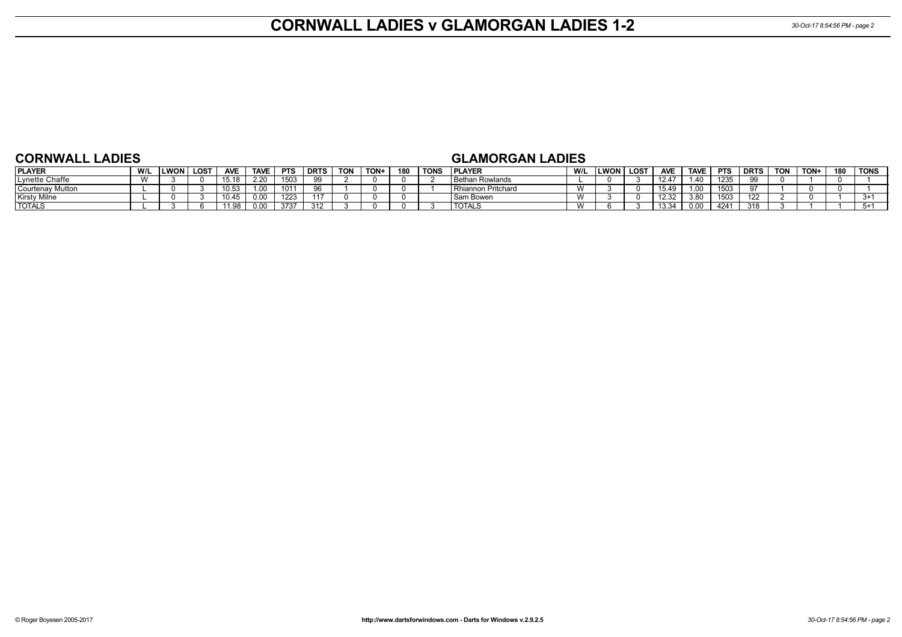# CORNWALL LADIES v GLAMORGAN LADIES 1-2

## CORNWALL LADIES

| PLAYER | W/L | LWON | LOST | AVE | TAVE | PTS | DRTS | TON | TON+ | 180 | TONS |
|---|---|---|---|---|---|---|---|---|---|---|---|
| Lynette Chaffe | W | 3 | 0 | 15.18 | 2.20 | 1503 | 99 | 2 | 0 | 0 | 2 |
| Courtenay Mutton | L | 0 | 3 | 10.53 | 1.00 | 1011 | 96 | 1 | 0 | 0 | 1 |
| Kirsty Milne | L | 0 | 3 | 10.45 | 0.00 | 1223 | 117 | 0 | 0 | 0 | |
| TOTALS | L | 3 | 6 | 11.98 | 0.00 | 3737 | 312 | 3 | 0 | 0 | 3 |

## GLAMORGAN LADIES

| PLAYER | W/L | LWON | LOST | AVE | TAVE | PTS | DRTS | TON | TON+ | 180 | TONS |
|---|---|---|---|---|---|---|---|---|---|---|---|
| Bethan Rowlands | L | 0 | 3 | 12.47 | 1.40 | 1235 | 99 | 0 | 1 | 0 | 1 |
| Rhiannon Pritchard | W | 3 | 0 | 15.49 | 1.00 | 1503 | 97 | 1 | 0 | 0 | 1 |
| Sam Bowen | W | 3 | 0 | 12.32 | 3.80 | 1503 | 122 | 2 | 0 | 1 | 3+1 |
| TOTALS | W | 6 | 3 | 13.34 | 0.00 | 4241 | 318 | 3 | 1 | 1 | 5+1 |